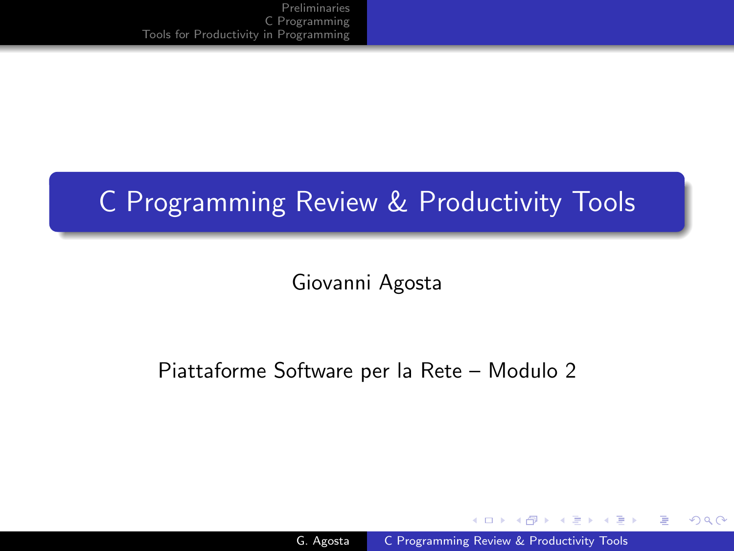# C Programming Review & Productivity Tools

Giovanni Agosta

Piattaforme Software per la Rete – Modulo 2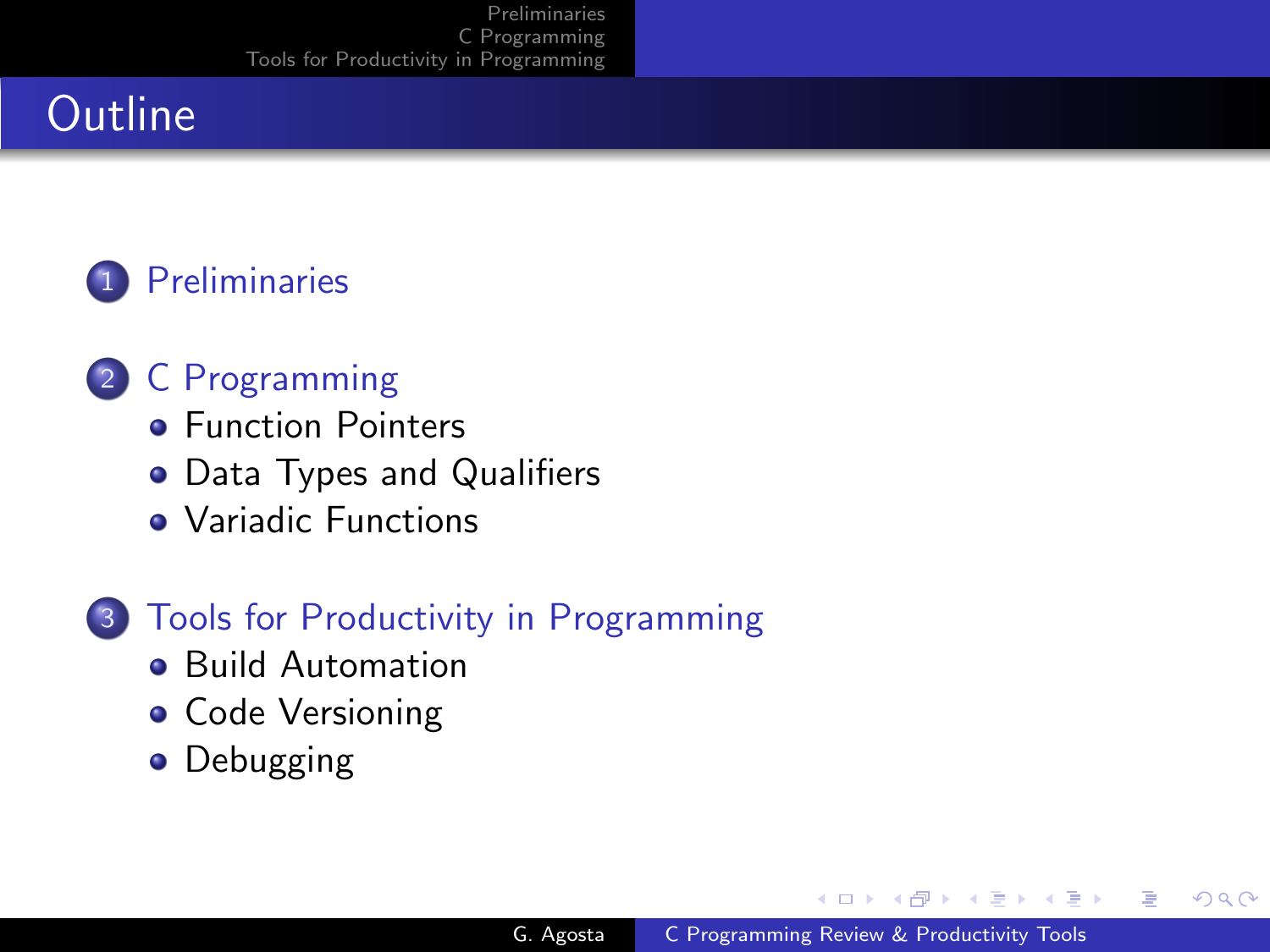# Outline

1. Preliminaries
2. C Programming
   - Function Pointers
   - Data Types and Qualifiers
   - Variadic Functions
3. Tools for Productivity in Programming
   - Build Automation
   - Code Versioning
   - Debugging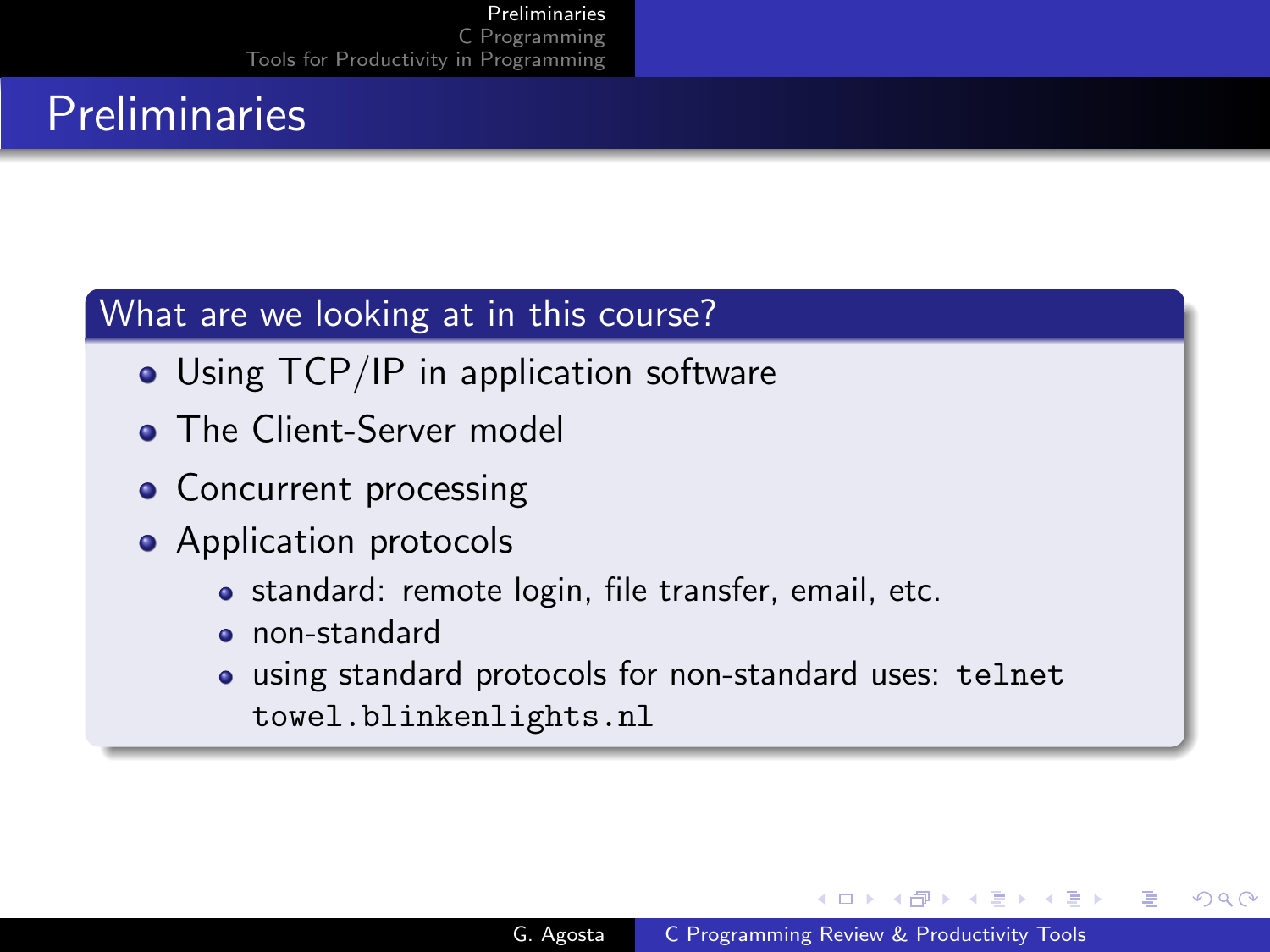# Preliminaries

## What are we looking at in this course?

- Using TCP/IP in application software
- The Client-Server model
- Concurrent processing
- Application protocols
  - standard: remote login, file transfer, email, etc.
  - non-standard
  - using standard protocols for non-standard uses: `telnet towel.blinkenlights.nl`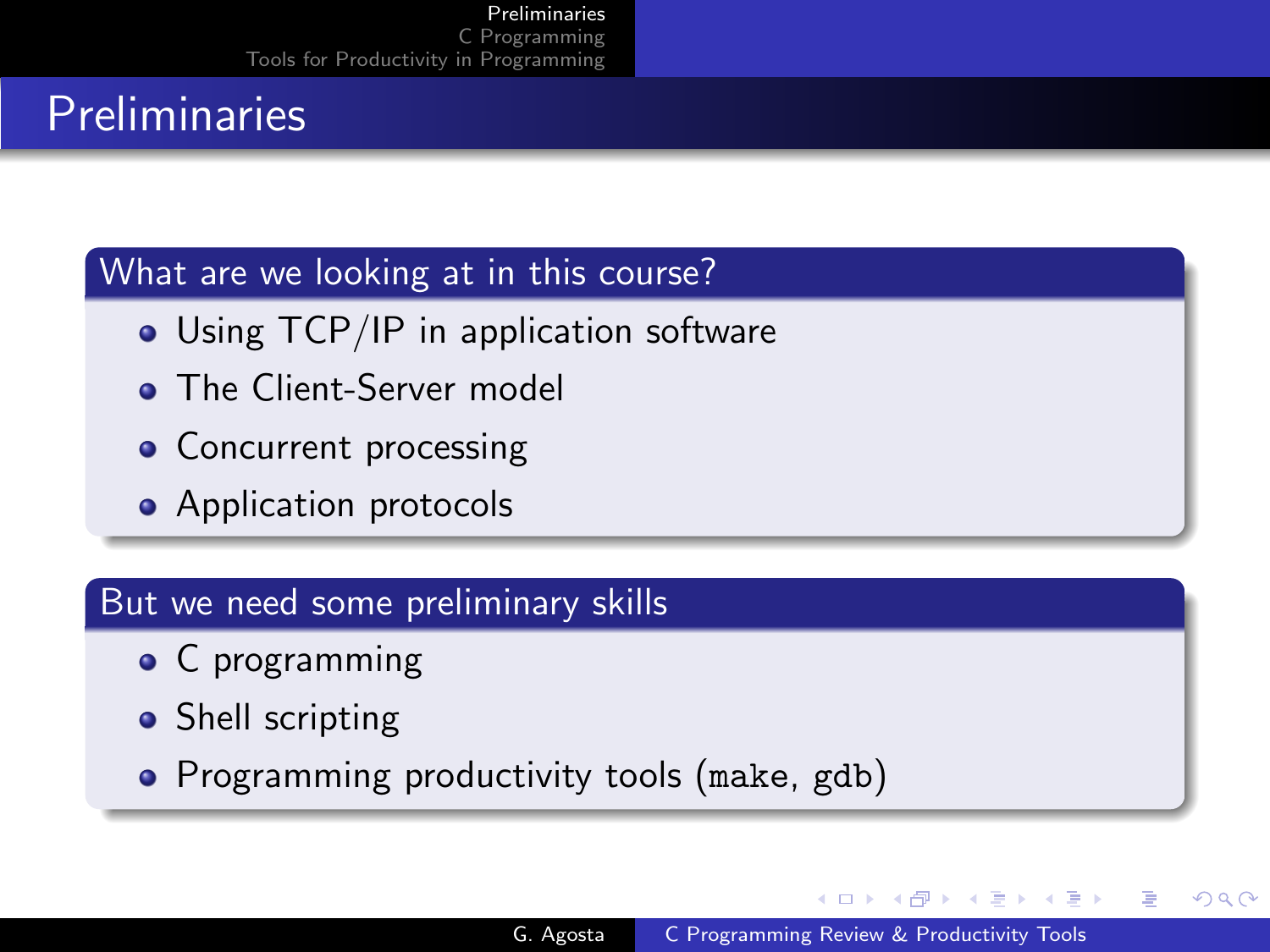# Preliminaries

## What are we looking at in this course?

- Using TCP/IP in application software
- The Client-Server model
- Concurrent processing
- Application protocols

## But we need some preliminary skills

- C programming
- Shell scripting
- Programming productivity tools (`make`, `gdb`)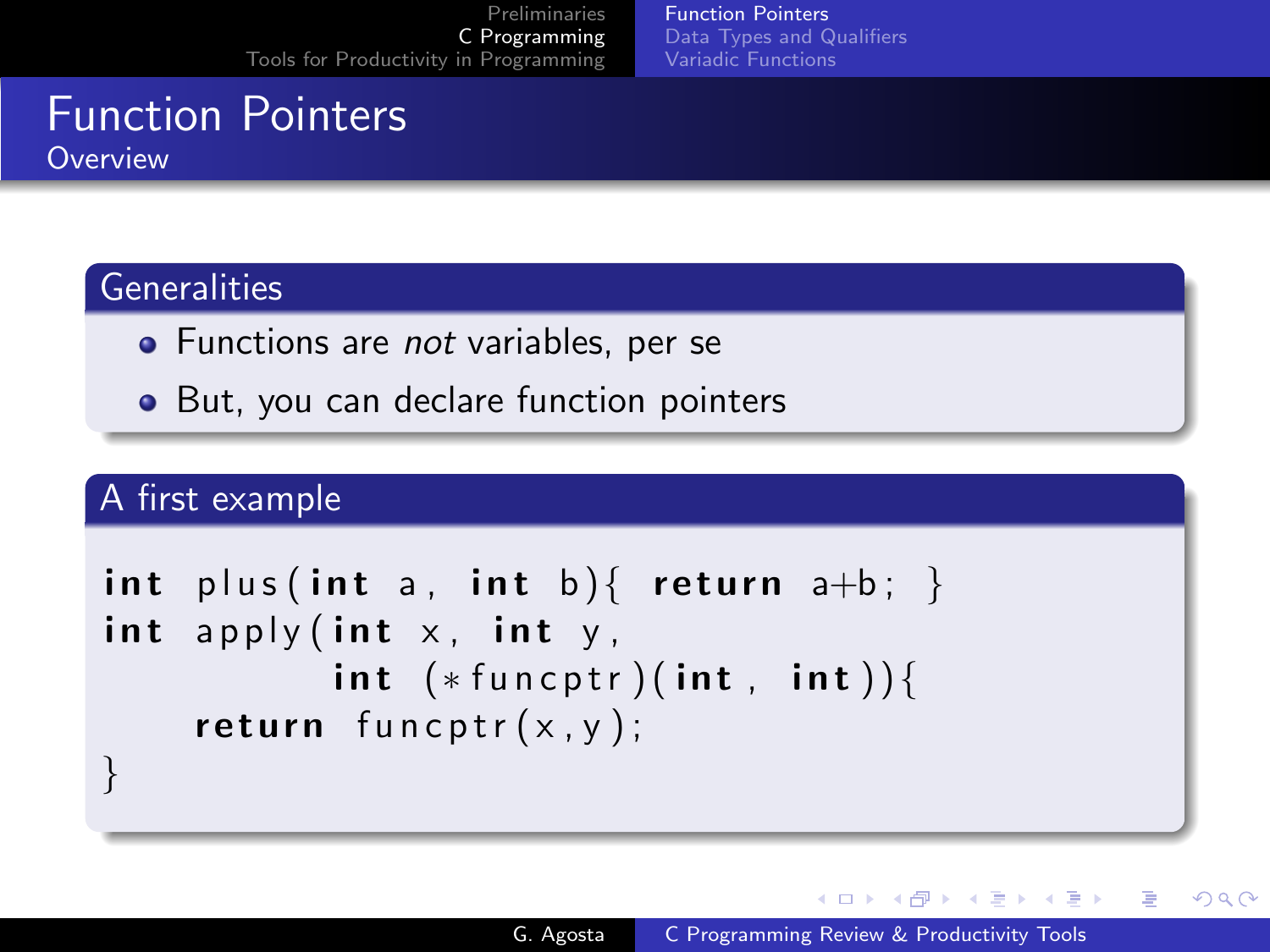# Function Pointers

## Overview

### Generalities

- Functions are *not* variables, per se
- But, you can declare function pointers

### A first example

```
int plus(int a, int b){ return a+b; }
int apply(int x, int y,
          int (*funcptr)(int, int)){
    return funcptr(x,y);
}
```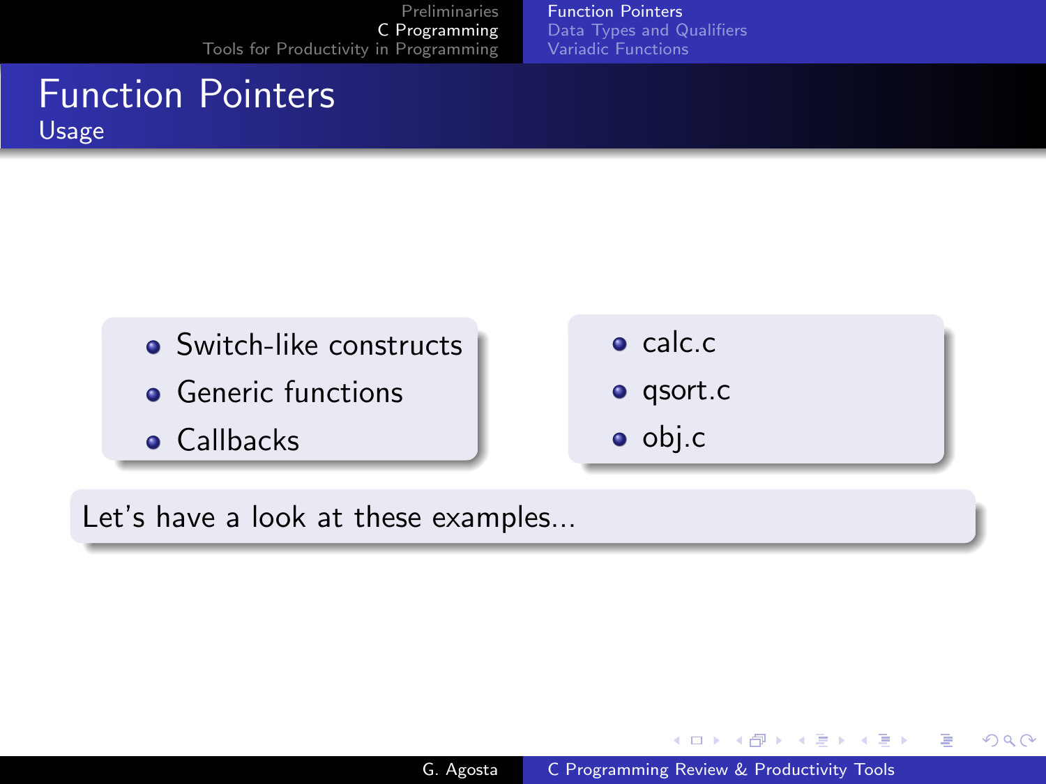# Function Pointers

## Usage

- Switch-like constructs
- Generic functions
- Callbacks

- calc.c
- qsort.c
- obj.c

Let's have a look at these examples...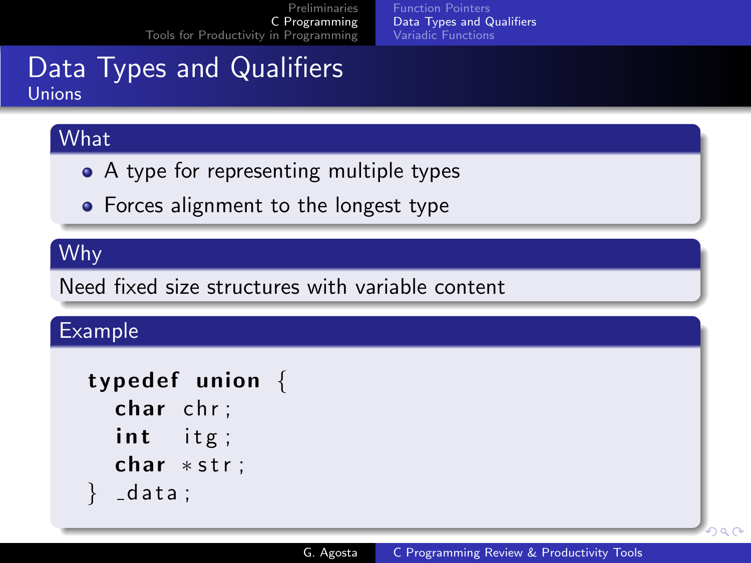# Data Types and Qualifiers

## Unions

### What

- A type for representing multiple types
- Forces alignment to the longest type

### Why

Need fixed size structures with variable content

### Example

```
typedef union {
  char chr;
  int  itg;
  char *str;
} _data;
```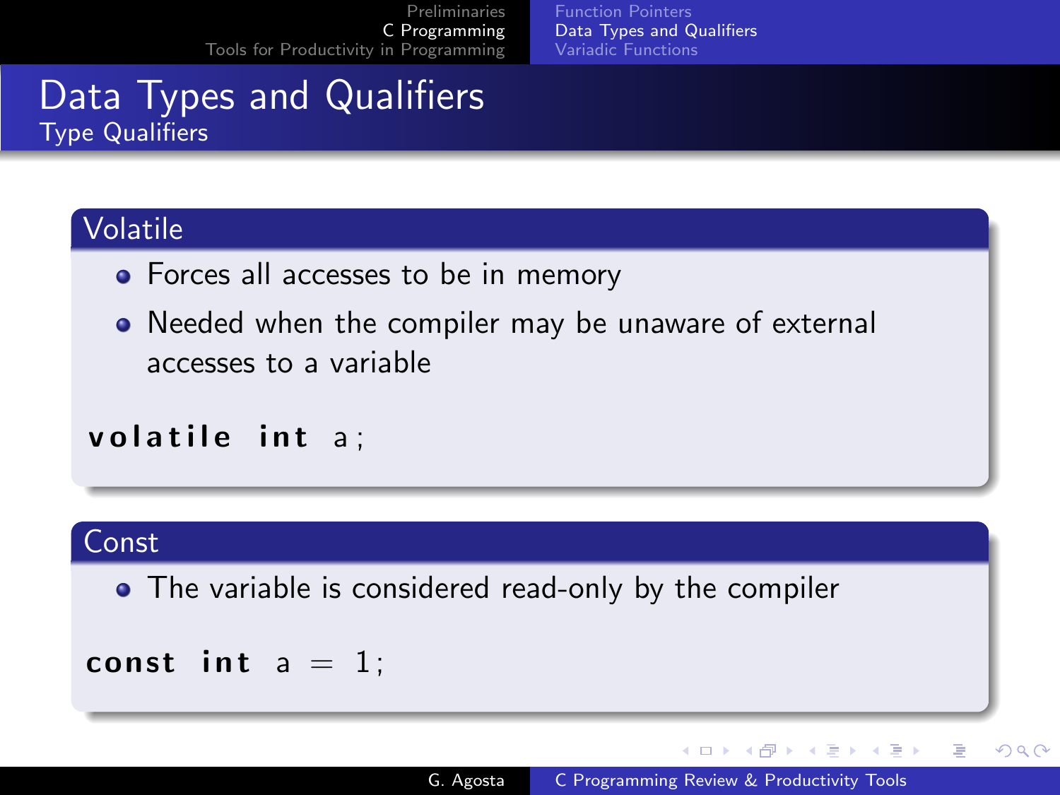# Data Types and Qualifiers

## Type Qualifiers

### Volatile

- Forces all accesses to be in memory
- Needed when the compiler may be unaware of external accesses to a variable

```
volatile int a;
```

### Const

- The variable is considered read-only by the compiler

```
const int a = 1;
```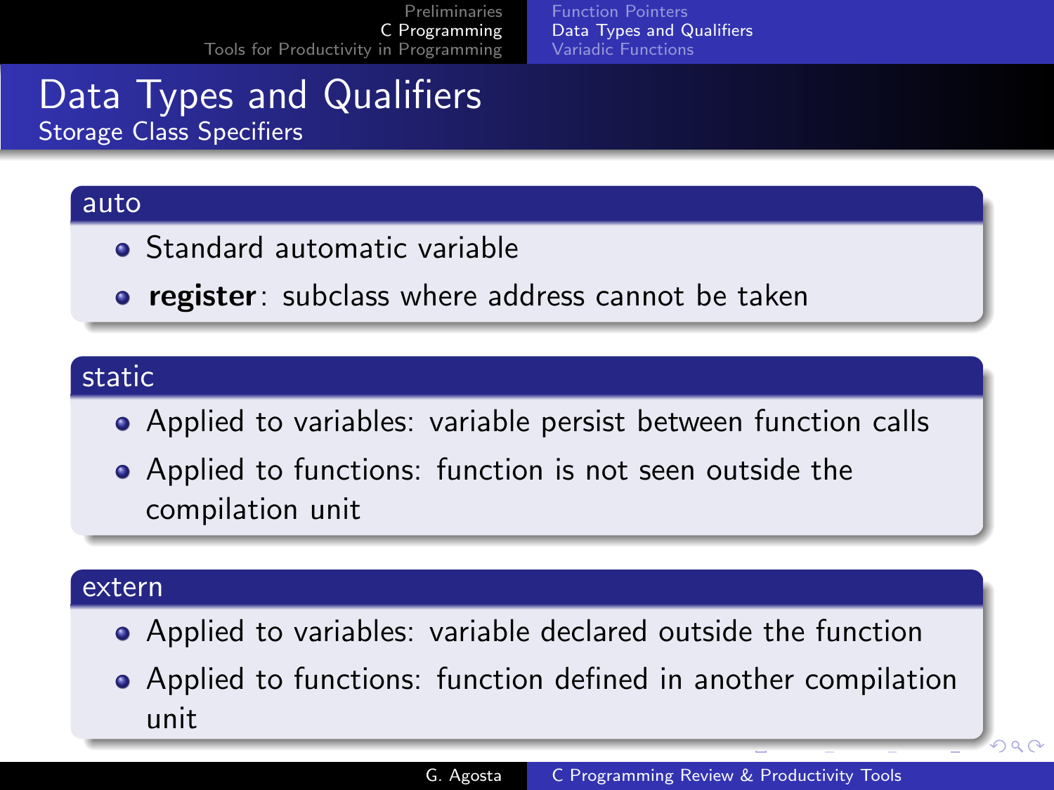# Data Types and Qualifiers

## Storage Class Specifiers

### auto

- Standard automatic variable
- **register**: subclass where address cannot be taken

### static

- Applied to variables: variable persist between function calls
- Applied to functions: function is not seen outside the compilation unit

### extern

- Applied to variables: variable declared outside the function
- Applied to functions: function defined in another compilation unit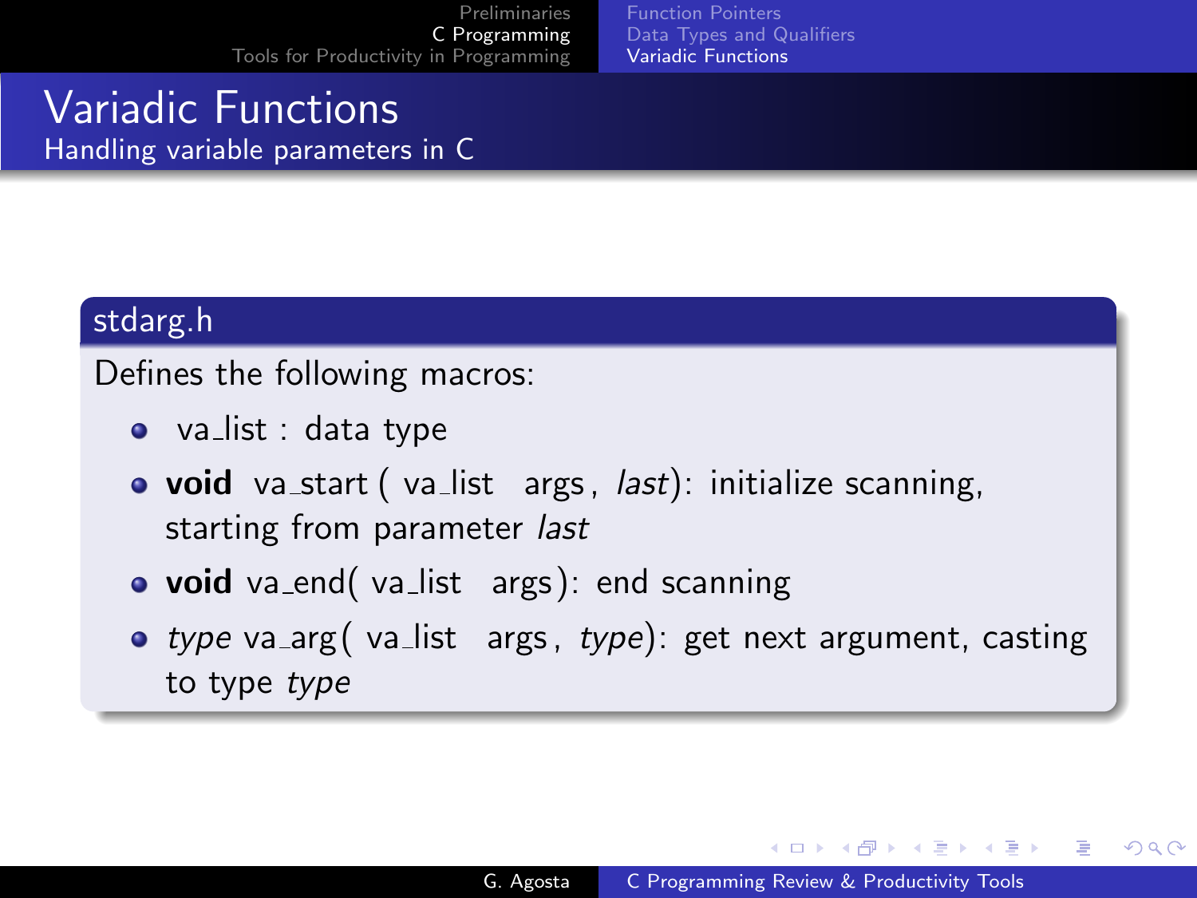# Variadic Functions

## Handling variable parameters in C

### stdarg.h

Defines the following macros:

- va_list : data type
- **void** va_start ( va_list args, *last*): initialize scanning, starting from parameter *last*
- **void** va_end( va_list args): end scanning
- *type* va_arg( va_list args, *type*): get next argument, casting to type *type*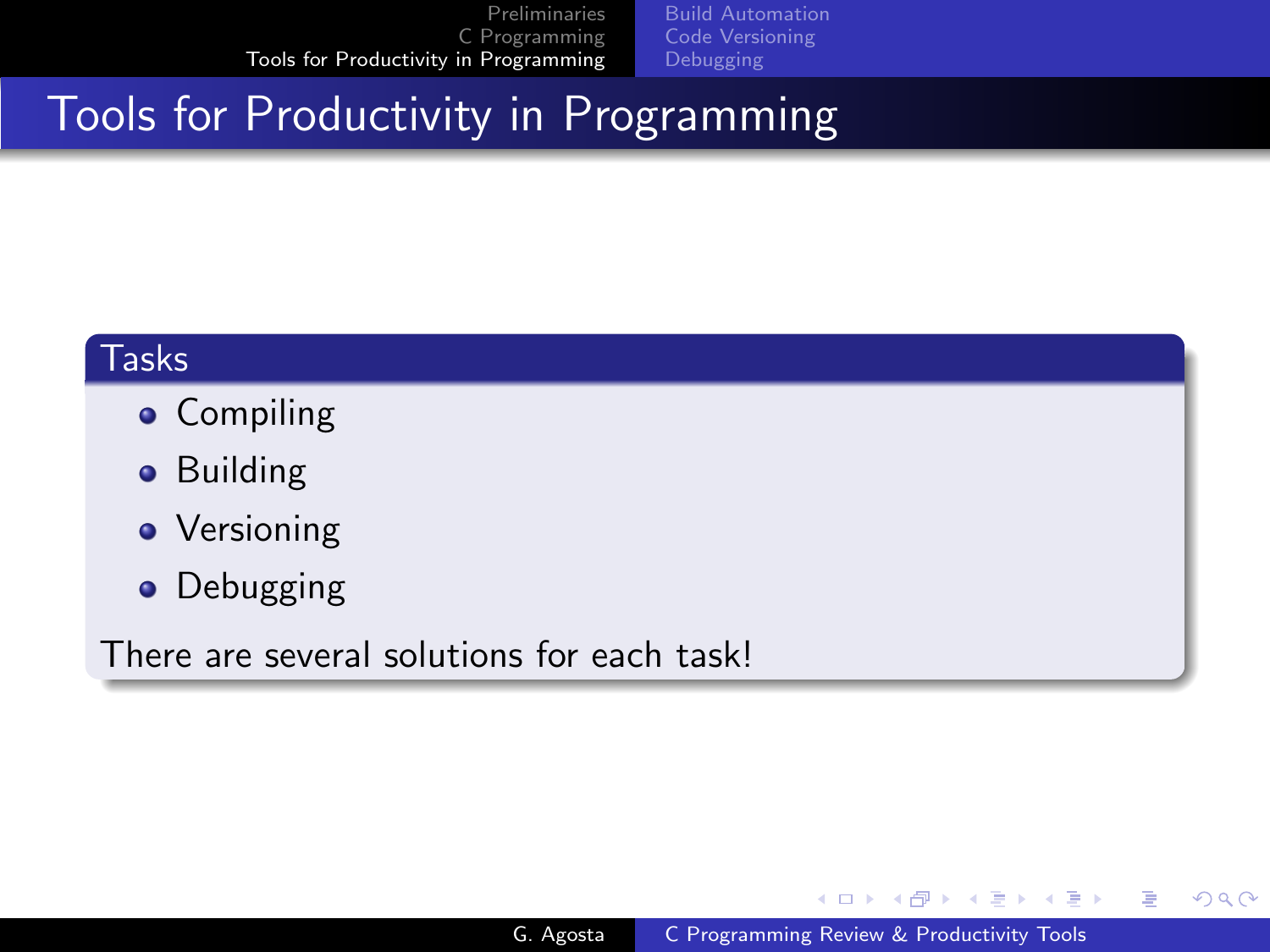# Tools for Productivity in Programming

## Tasks

- Compiling
- Building
- Versioning
- Debugging

There are several solutions for each task!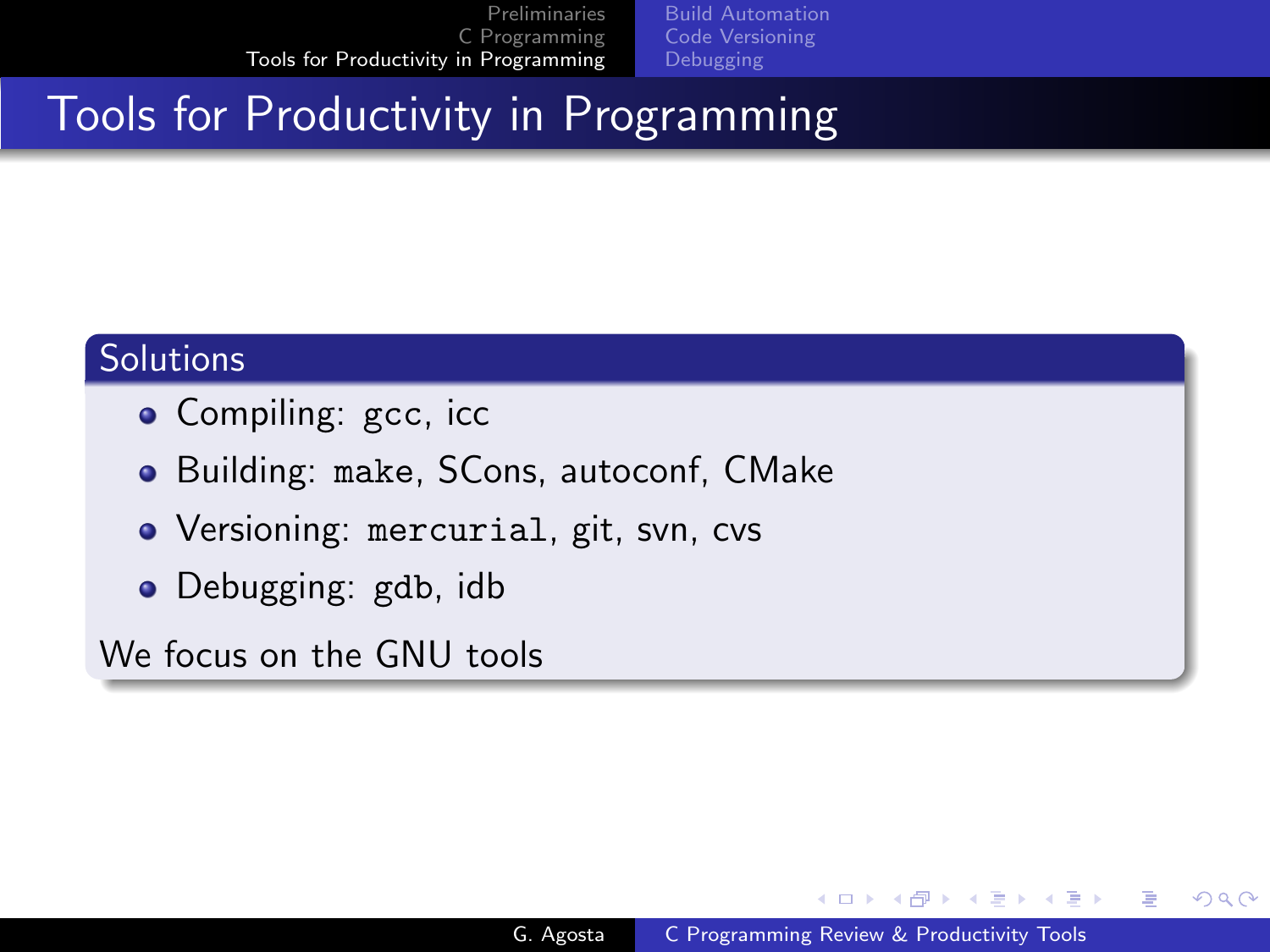# Tools for Productivity in Programming

## Solutions

- Compiling: gcc, icc
- Building: `make`, SCons, autoconf, CMake
- Versioning: `mercurial`, git, svn, cvs
- Debugging: `gdb`, idb

We focus on the GNU tools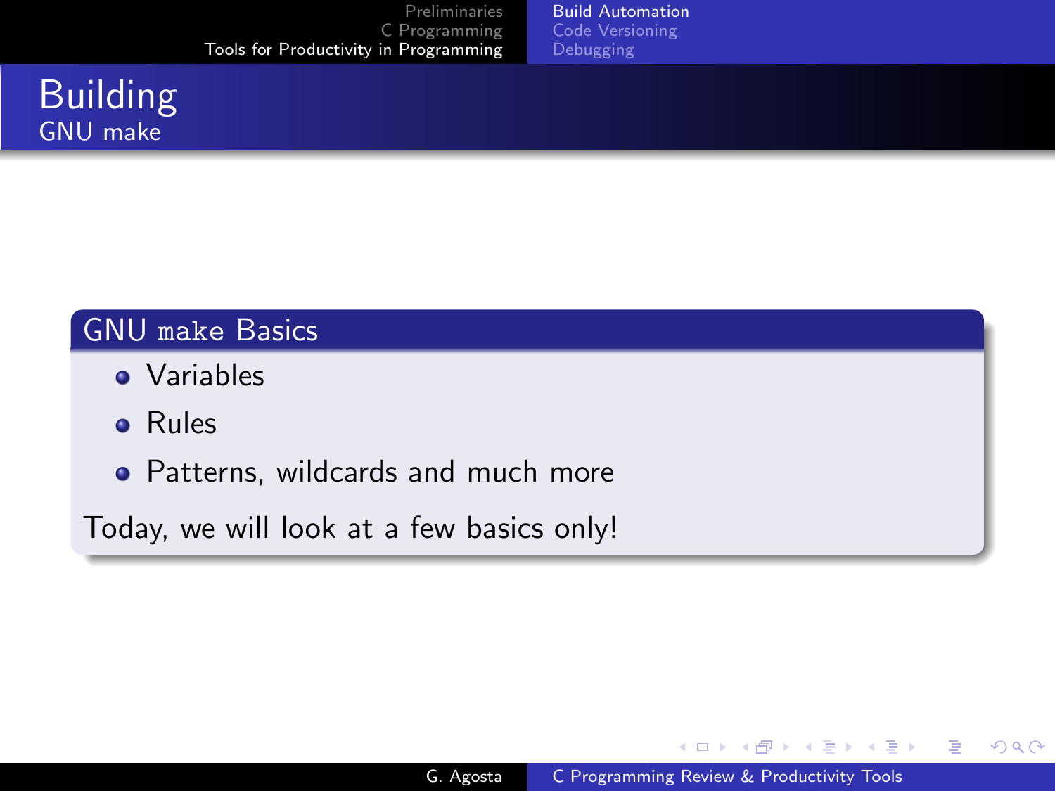# Building

## GNU make

### GNU `make` Basics

- Variables
- Rules
- Patterns, wildcards and much more

Today, we will look at a few basics only!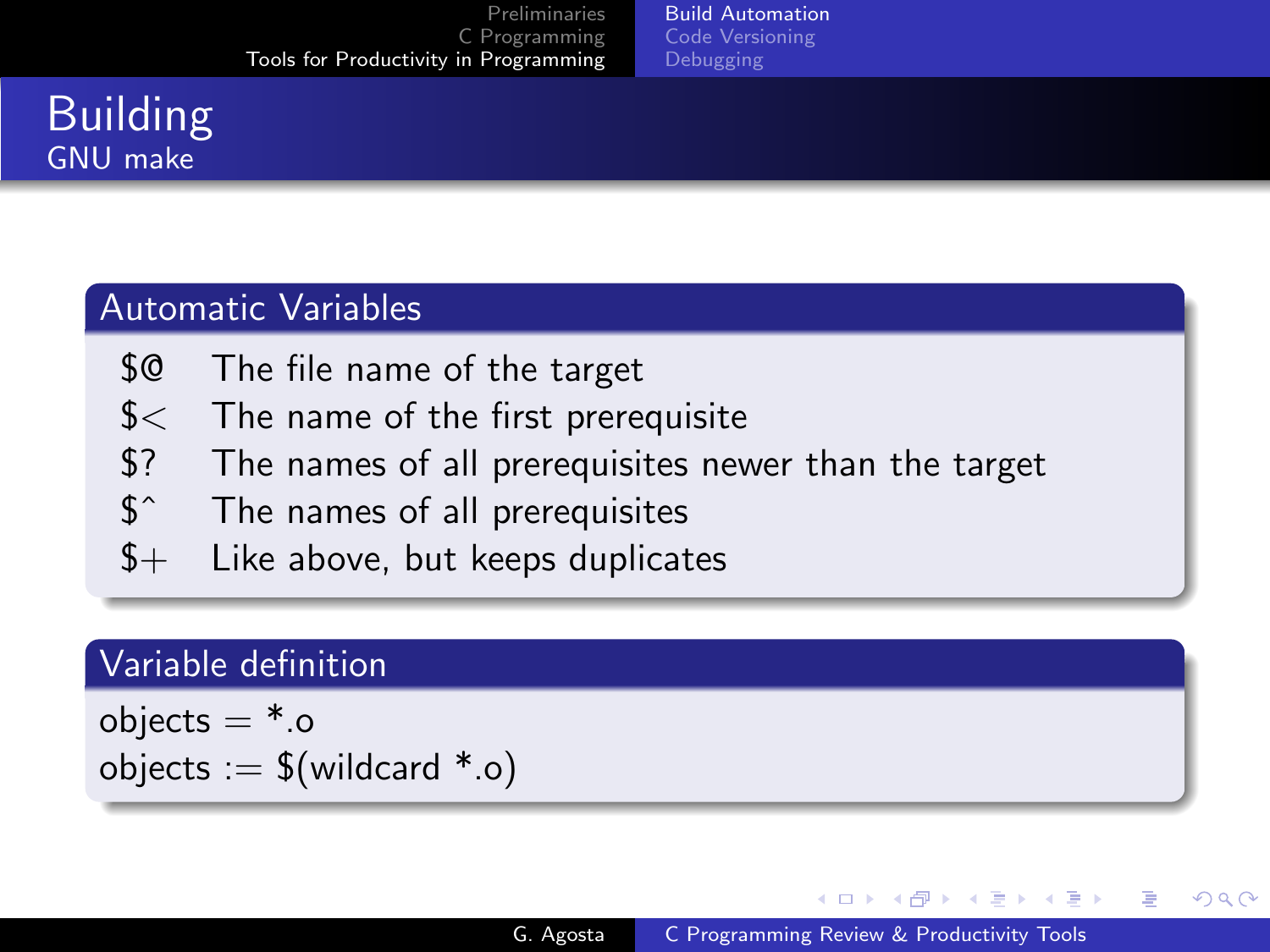# Building

## GNU make

### Automatic Variables

| | |
|---|---|
| `$@` | The file name of the target |
| `$<` | The name of the first prerequisite |
| `$?` | The names of all prerequisites newer than the target |
| `$^` | The names of all prerequisites |
| `$+` | Like above, but keeps duplicates |

### Variable definition

```
objects = *.o
objects := $(wildcard *.o)
```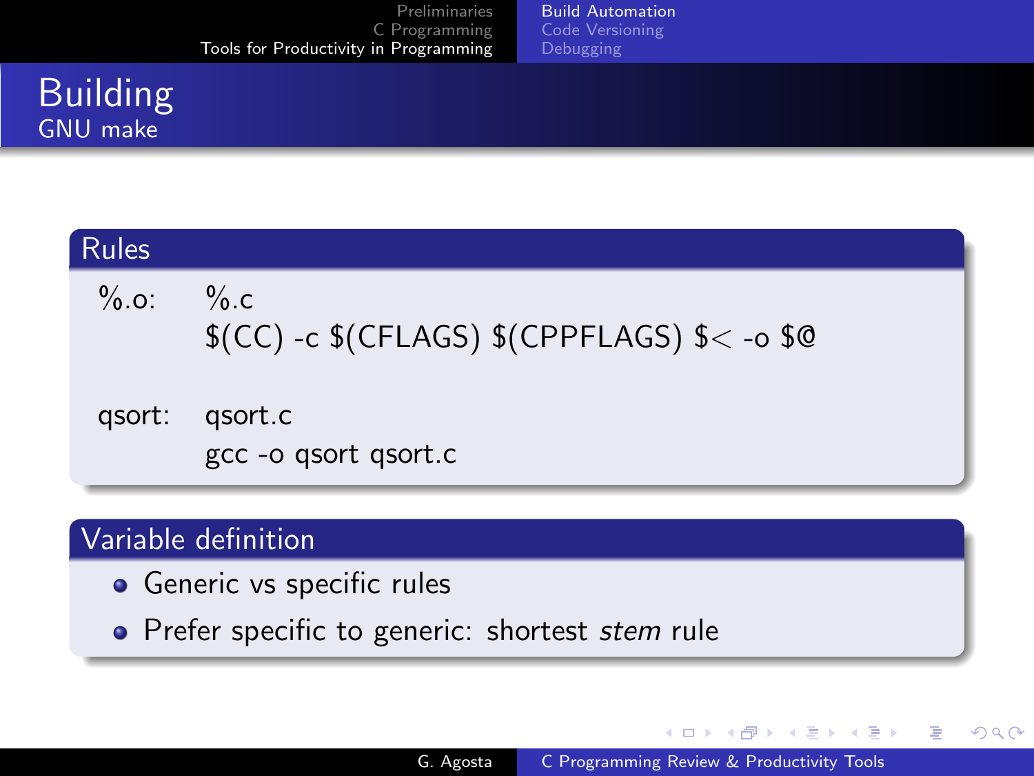# Building

## GNU make

### Rules

```
%.o:    %.c
        $(CC) -c $(CFLAGS) $(CPPFLAGS) $< -o $@

qsort:  qsort.c
        gcc -o qsort qsort.c
```

### Variable definition

- Generic vs specific rules
- Prefer specific to generic: shortest *stem* rule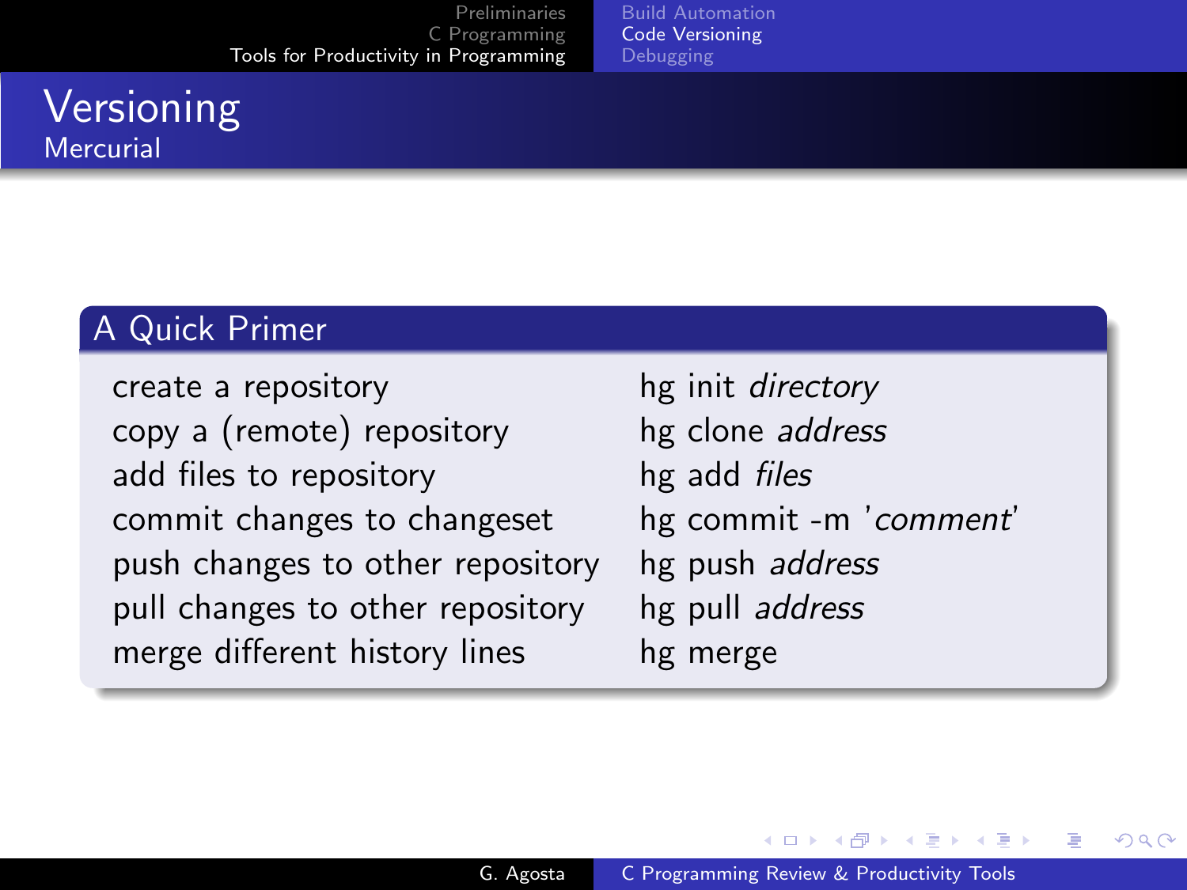# Versioning

## Mercurial

### A Quick Primer

| | |
|---|---|
| create a repository | hg init *directory* |
| copy a (remote) repository | hg clone *address* |
| add files to repository | hg add *files* |
| commit changes to changeset | hg commit -m '*comment*' |
| push changes to other repository | hg push *address* |
| pull changes to other repository | hg pull *address* |
| merge different history lines | hg merge |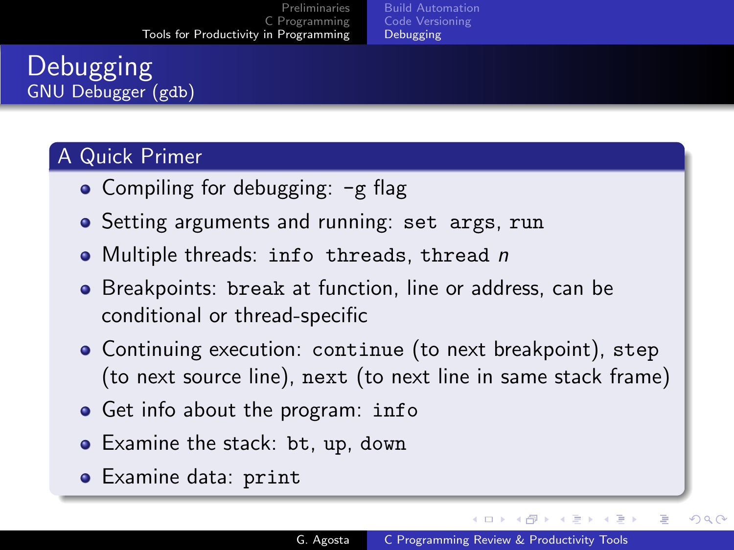# Debugging

## GNU Debugger (gdb)

### A Quick Primer

- Compiling for debugging: `-g` flag
- Setting arguments and running: `set args`, `run`
- Multiple threads: `info threads`, `thread` *n*
- Breakpoints: `break` at function, line or address, can be conditional or thread-specific
- Continuing execution: `continue` (to next breakpoint), `step` (to next source line), `next` (to next line in same stack frame)
- Get info about the program: `info`
- Examine the stack: `bt`, `up`, `down`
- Examine data: `print`